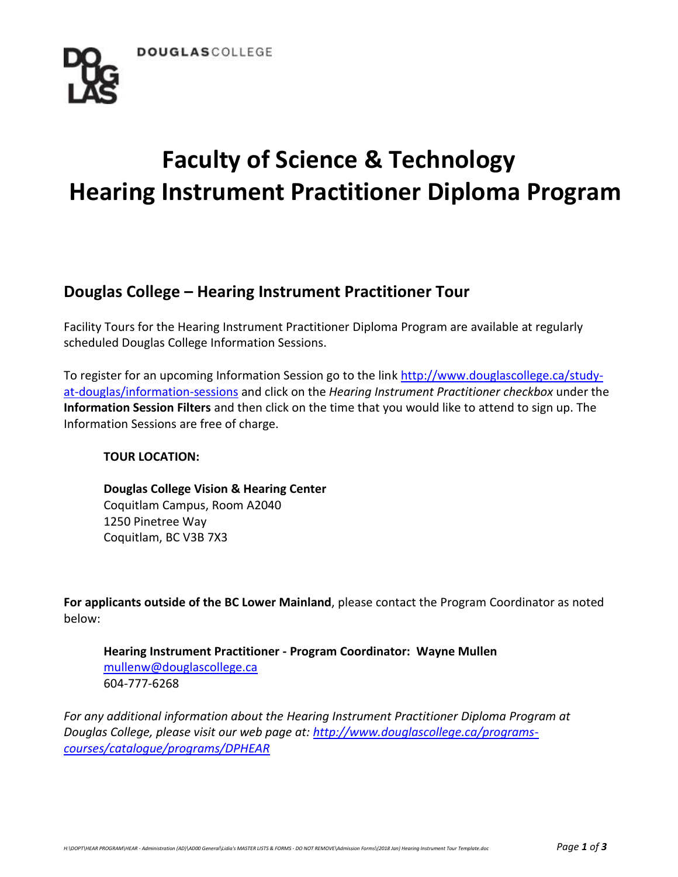DOUGLASCOLLEGE

# Faculty of Science & Technology
# Hearing Instrument Practitioner Diploma Program

## Douglas College – Hearing Instrument Practitioner Tour

Facility Tours for the Hearing Instrument Practitioner Diploma Program are available at regularly scheduled Douglas College Information Sessions.

To register for an upcoming Information Session go to the link http://www.douglascollege.ca/study-at-douglas/information-sessions and click on the *Hearing Instrument Practitioner checkbox* under the **Information Session Filters** and then click on the time that you would like to attend to sign up. The Information Sessions are free of charge.

**TOUR LOCATION:**

**Douglas College Vision & Hearing Center**
Coquitlam Campus, Room A2040
1250 Pinetree Way
Coquitlam, BC V3B 7X3

**For applicants outside of the BC Lower Mainland**, please contact the Program Coordinator as noted below:

**Hearing Instrument Practitioner - Program Coordinator: Wayne Mullen**
mullenw@douglascollege.ca
604-777-6268

*For any additional information about the Hearing Instrument Practitioner Diploma Program at Douglas College, please visit our web page at: http://www.douglascollege.ca/programs-courses/catalogue/programs/DPHEAR*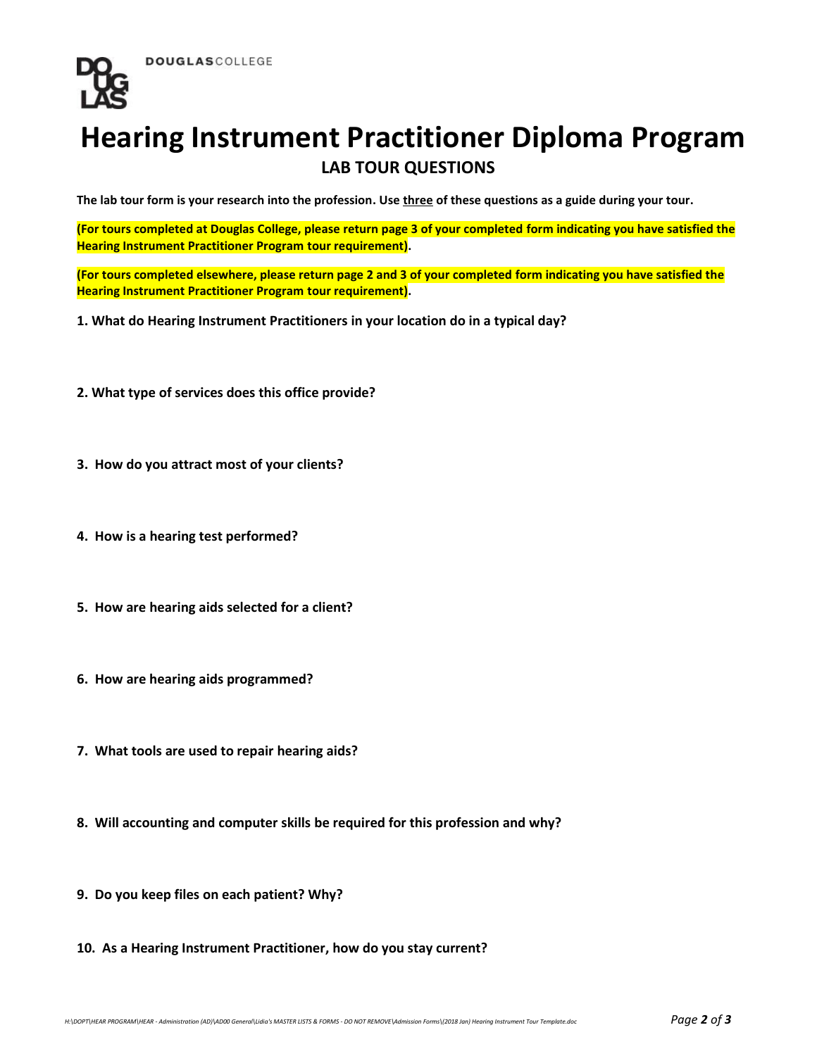DOUGLASCOLLEGE

# Hearing Instrument Practitioner Diploma Program

## LAB TOUR QUESTIONS

**The lab tour form is your research into the profession. Use three of these questions as a guide during your tour.**

**(For tours completed at Douglas College, please return page 3 of your completed form indicating you have satisfied the Hearing Instrument Practitioner Program tour requirement).**

**(For tours completed elsewhere, please return page 2 and 3 of your completed form indicating you have satisfied the Hearing Instrument Practitioner Program tour requirement).**

**1. What do Hearing Instrument Practitioners in your location do in a typical day?**

**2. What type of services does this office provide?**

**3. How do you attract most of your clients?**

**4. How is a hearing test performed?**

**5. How are hearing aids selected for a client?**

**6. How are hearing aids programmed?**

**7. What tools are used to repair hearing aids?**

**8. Will accounting and computer skills be required for this profession and why?**

**9. Do you keep files on each patient? Why?**

**10. As a Hearing Instrument Practitioner, how do you stay current?**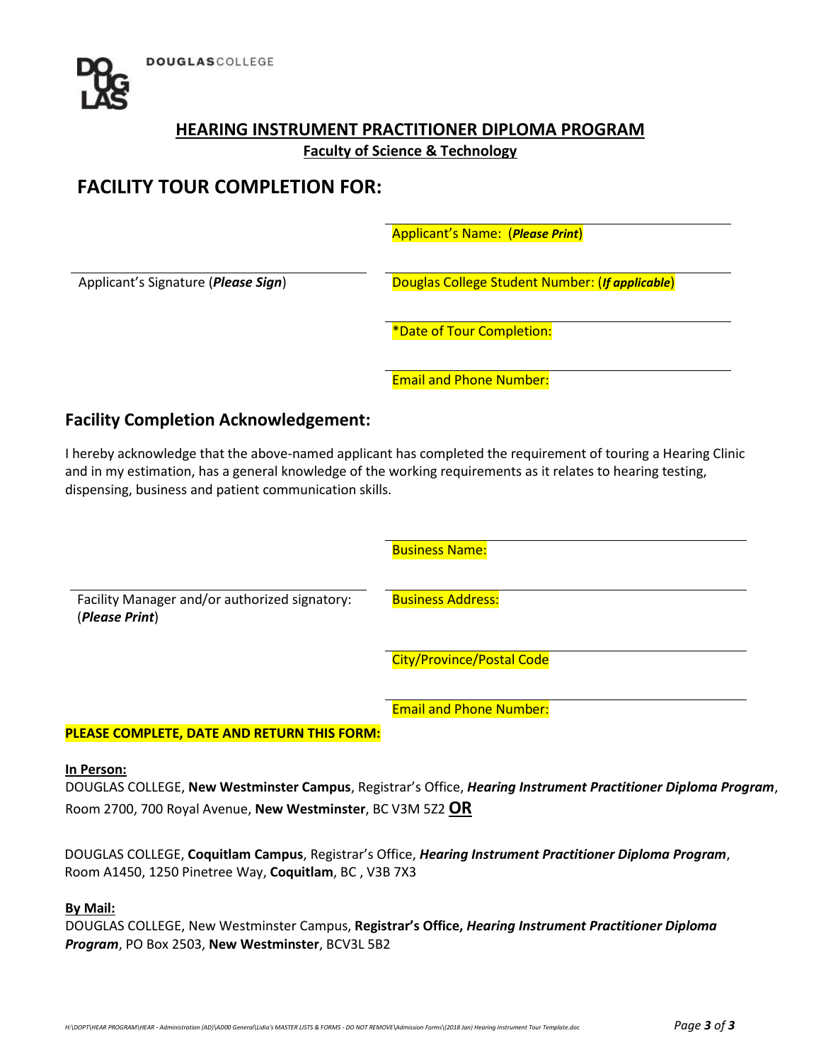DOUGLASCOLLEGE

**HEARING INSTRUMENT PRACTITIONER DIPLOMA PROGRAM**

**Faculty of Science & Technology**

# FACILITY TOUR COMPLETION FOR:

Applicant's Name: (***Please Print***)

Applicant's Signature (***Please Sign***)

Douglas College Student Number: (***If applicable***)

*Date of Tour Completion:

Email and Phone Number:

## Facility Completion Acknowledgement:

I hereby acknowledge that the above-named applicant has completed the requirement of touring a Hearing Clinic and in my estimation, has a general knowledge of the working requirements as it relates to hearing testing, dispensing, business and patient communication skills.

Business Name:

Facility Manager and/or authorized signatory: (***Please Print***)

Business Address:

City/Province/Postal Code

Email and Phone Number:

**PLEASE COMPLETE, DATE AND RETURN THIS FORM:**

**In Person:**

DOUGLAS COLLEGE, **New Westminster Campus**, Registrar's Office, ***Hearing Instrument Practitioner Diploma Program***, Room 2700, 700 Royal Avenue, **New Westminster**, BC V3M 5Z2 **OR**

DOUGLAS COLLEGE, **Coquitlam Campus**, Registrar's Office, ***Hearing Instrument Practitioner Diploma Program***, Room A1450, 1250 Pinetree Way, **Coquitlam**, BC , V3B 7X3

**By Mail:**

DOUGLAS COLLEGE, New Westminster Campus, **Registrar's Office, *Hearing Instrument Practitioner Diploma Program***, PO Box 2503, **New Westminster**, BCV3L 5B2

H:\DOPT\HEAR PROGRAM\HEAR - Administration (AD)\AD00 General\Lidia's MASTER LISTS & FORMS - DO NOT REMOVE\Admission Forms\(2018 Jan) Hearing Instrument Tour Template.doc